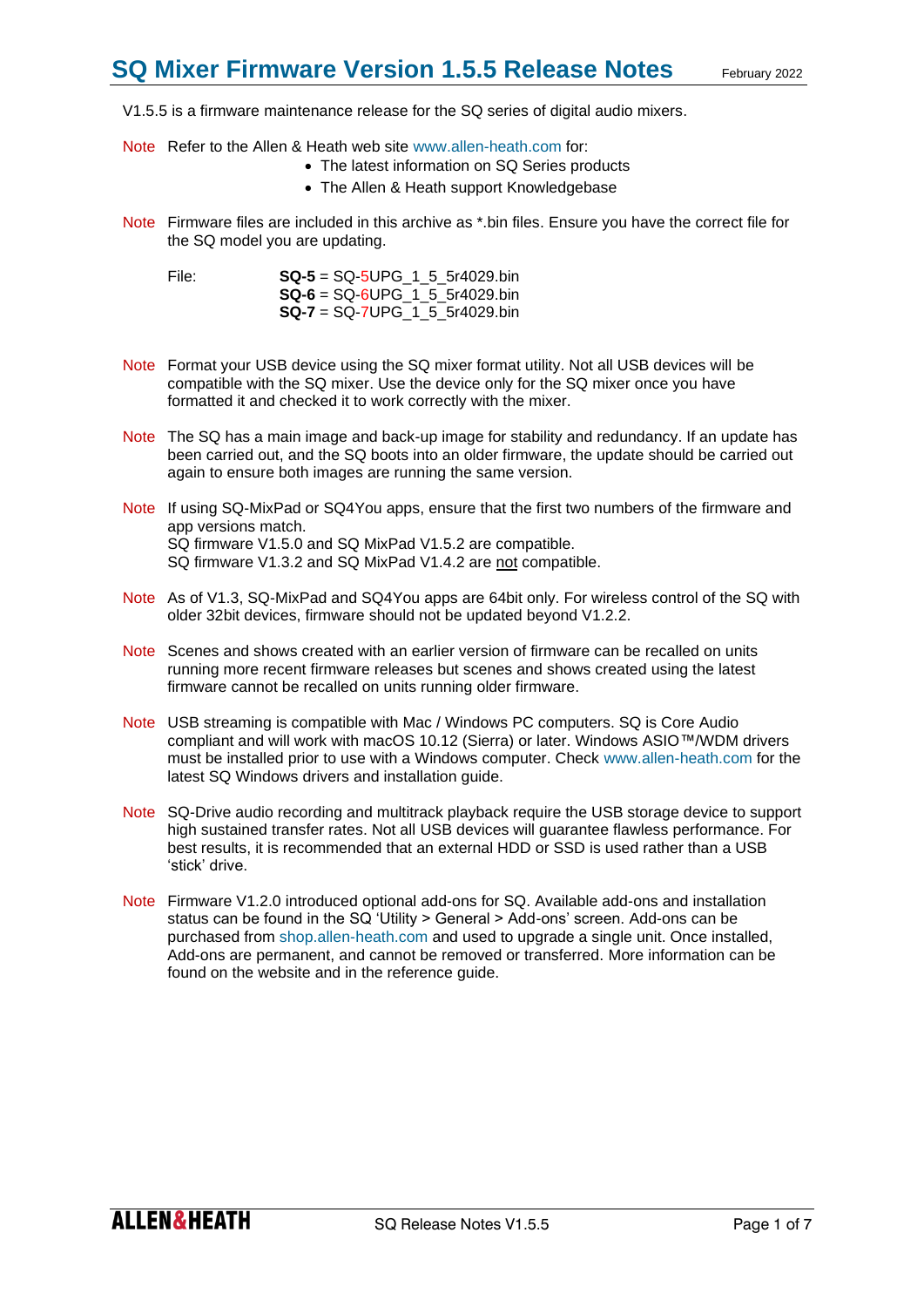# SQ Mixer Firmware Version 1.5.5 Release Notes

February 2022

V1.5.5 is a firmware maintenance release for the SQ series of digital audio mixers.

Note Refer to the Allen & Heath web site www.allen-heath.com for:

- The latest information on SQ Series products
- The Allen & Heath support Knowledgebase

Note Firmware files are included in this archive as *.bin files. Ensure you have the correct file for the SQ model you are updating.

File:
**SQ-5** = SQ-5UPG_1_5_5r4029.bin
**SQ-6** = SQ-6UPG_1_5_5r4029.bin
**SQ-7** = SQ-7UPG_1_5_5r4029.bin

Note Format your USB device using the SQ mixer format utility. Not all USB devices will be compatible with the SQ mixer. Use the device only for the SQ mixer once you have formatted it and checked it to work correctly with the mixer.

Note The SQ has a main image and back-up image for stability and redundancy. If an update has been carried out, and the SQ boots into an older firmware, the update should be carried out again to ensure both images are running the same version.

Note If using SQ-MixPad or SQ4You apps, ensure that the first two numbers of the firmware and app versions match.
SQ firmware V1.5.0 and SQ MixPad V1.5.2 are compatible.
SQ firmware V1.3.2 and SQ MixPad V1.4.2 are not compatible.

Note As of V1.3, SQ-MixPad and SQ4You apps are 64bit only. For wireless control of the SQ with older 32bit devices, firmware should not be updated beyond V1.2.2.

Note Scenes and shows created with an earlier version of firmware can be recalled on units running more recent firmware releases but scenes and shows created using the latest firmware cannot be recalled on units running older firmware.

Note USB streaming is compatible with Mac / Windows PC computers. SQ is Core Audio compliant and will work with macOS 10.12 (Sierra) or later. Windows ASIO™/WDM drivers must be installed prior to use with a Windows computer. Check www.allen-heath.com for the latest SQ Windows drivers and installation guide.

Note SQ-Drive audio recording and multitrack playback require the USB storage device to support high sustained transfer rates. Not all USB devices will guarantee flawless performance. For best results, it is recommended that an external HDD or SSD is used rather than a USB 'stick' drive.

Note Firmware V1.2.0 introduced optional add-ons for SQ. Available add-ons and installation status can be found in the SQ 'Utility > General > Add-ons' screen. Add-ons can be purchased from shop.allen-heath.com and used to upgrade a single unit. Once installed, Add-ons are permanent, and cannot be removed or transferred. More information can be found on the website and in the reference guide.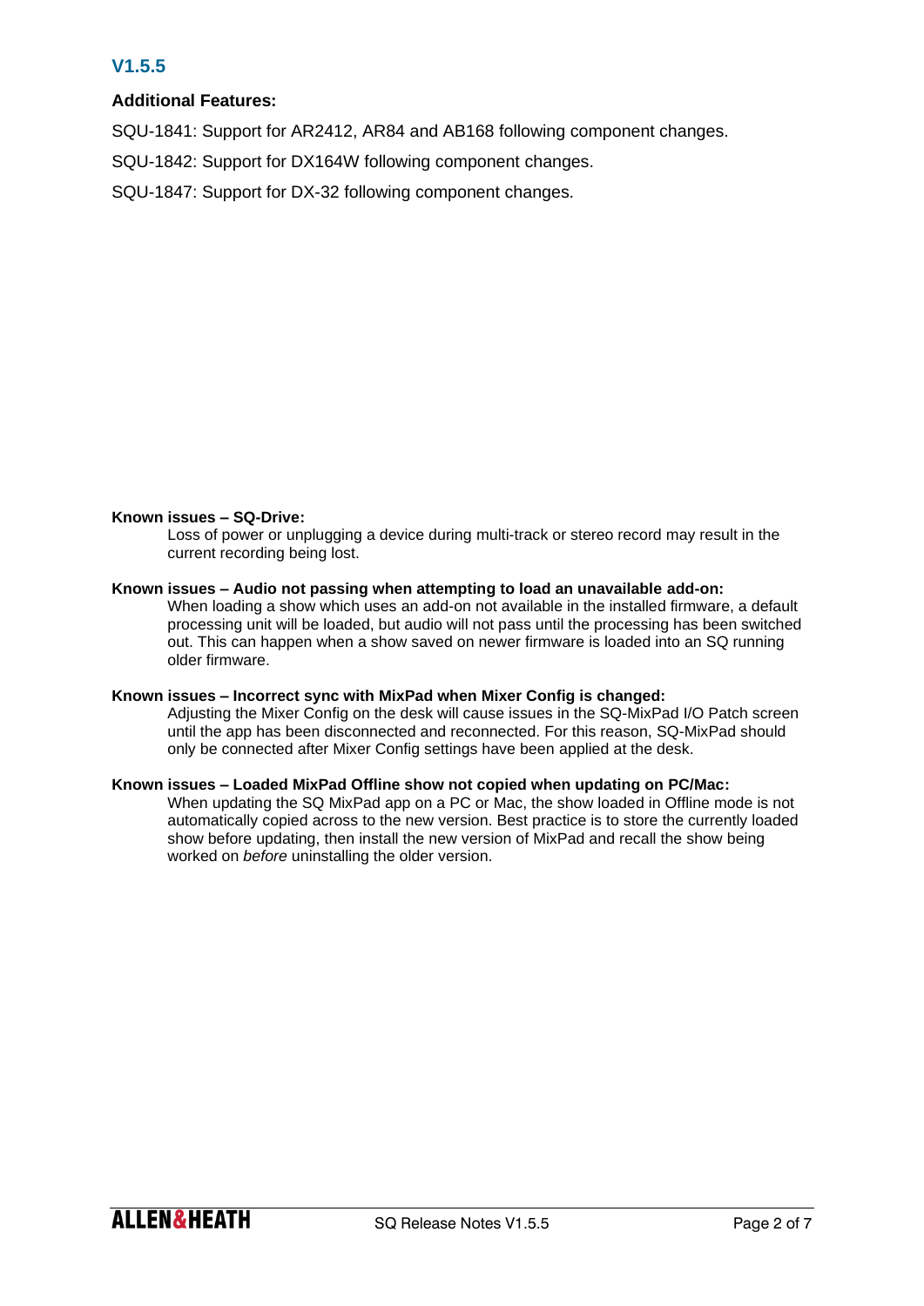## V1.5.5

### Additional Features:

SQU-1841: Support for AR2412, AR84 and AB168 following component changes.

SQU-1842: Support for DX164W following component changes.

SQU-1847: Support for DX-32 following component changes.

**Known issues – SQ-Drive:**

Loss of power or unplugging a device during multi-track or stereo record may result in the current recording being lost.

**Known issues – Audio not passing when attempting to load an unavailable add-on:**

When loading a show which uses an add-on not available in the installed firmware, a default processing unit will be loaded, but audio will not pass until the processing has been switched out. This can happen when a show saved on newer firmware is loaded into an SQ running older firmware.

**Known issues – Incorrect sync with MixPad when Mixer Config is changed:**

Adjusting the Mixer Config on the desk will cause issues in the SQ-MixPad I/O Patch screen until the app has been disconnected and reconnected. For this reason, SQ-MixPad should only be connected after Mixer Config settings have been applied at the desk.

**Known issues – Loaded MixPad Offline show not copied when updating on PC/Mac:**

When updating the SQ MixPad app on a PC or Mac, the show loaded in Offline mode is not automatically copied across to the new version. Best practice is to store the currently loaded show before updating, then install the new version of MixPad and recall the show being worked on *before* uninstalling the older version.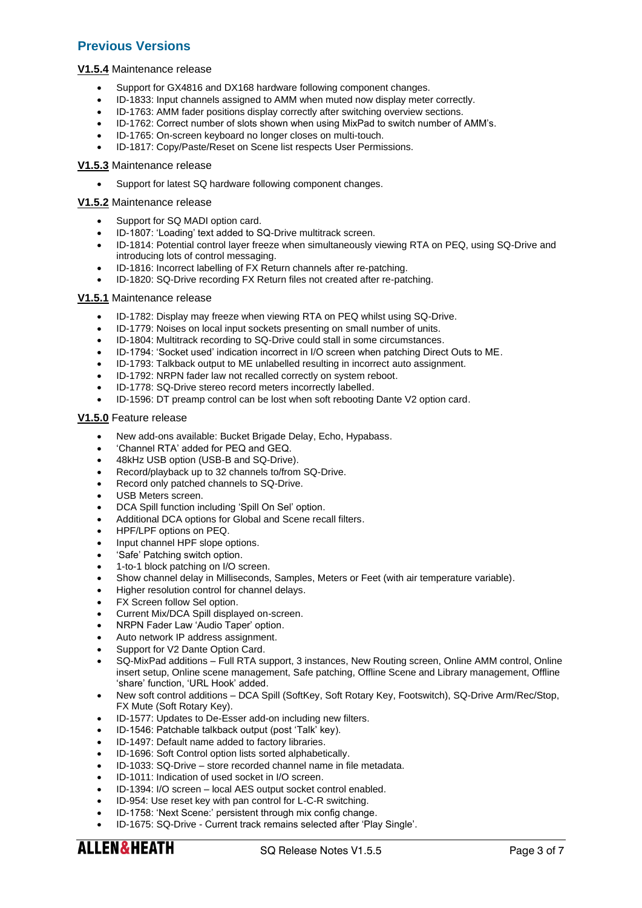## Previous Versions

**V1.5.4** Maintenance release

- Support for GX4816 and DX168 hardware following component changes.
- ID-1833: Input channels assigned to AMM when muted now display meter correctly.
- ID-1763: AMM fader positions display correctly after switching overview sections.
- ID-1762: Correct number of slots shown when using MixPad to switch number of AMM's.
- ID-1765: On-screen keyboard no longer closes on multi-touch.
- ID-1817: Copy/Paste/Reset on Scene list respects User Permissions.

**V1.5.3** Maintenance release

- Support for latest SQ hardware following component changes.

**V1.5.2** Maintenance release

- Support for SQ MADI option card.
- ID-1807: 'Loading' text added to SQ-Drive multitrack screen.
- ID-1814: Potential control layer freeze when simultaneously viewing RTA on PEQ, using SQ-Drive and introducing lots of control messaging.
- ID-1816: Incorrect labelling of FX Return channels after re-patching.
- ID-1820: SQ-Drive recording FX Return files not created after re-patching.

**V1.5.1** Maintenance release

- ID-1782: Display may freeze when viewing RTA on PEQ whilst using SQ-Drive.
- ID-1779: Noises on local input sockets presenting on small number of units.
- ID-1804: Multitrack recording to SQ-Drive could stall in some circumstances.
- ID-1794: 'Socket used' indication incorrect in I/O screen when patching Direct Outs to ME.
- ID-1793: Talkback output to ME unlabelled resulting in incorrect auto assignment.
- ID-1792: NRPN fader law not recalled correctly on system reboot.
- ID-1778: SQ-Drive stereo record meters incorrectly labelled.
- ID-1596: DT preamp control can be lost when soft rebooting Dante V2 option card.

**V1.5.0** Feature release

- New add-ons available: Bucket Brigade Delay, Echo, Hypabass.
- 'Channel RTA' added for PEQ and GEQ.
- 48kHz USB option (USB-B and SQ-Drive).
- Record/playback up to 32 channels to/from SQ-Drive.
- Record only patched channels to SQ-Drive.
- USB Meters screen.
- DCA Spill function including 'Spill On Sel' option.
- Additional DCA options for Global and Scene recall filters.
- HPF/LPF options on PEQ.
- Input channel HPF slope options.
- 'Safe' Patching switch option.
- 1-to-1 block patching on I/O screen.
- Show channel delay in Milliseconds, Samples, Meters or Feet (with air temperature variable).
- Higher resolution control for channel delays.
- FX Screen follow Sel option.
- Current Mix/DCA Spill displayed on-screen.
- NRPN Fader Law 'Audio Taper' option.
- Auto network IP address assignment.
- Support for V2 Dante Option Card.
- SQ-MixPad additions – Full RTA support, 3 instances, New Routing screen, Online AMM control, Online insert setup, Online scene management, Safe patching, Offline Scene and Library management, Offline 'share' function, 'URL Hook' added.
- New soft control additions – DCA Spill (SoftKey, Soft Rotary Key, Footswitch), SQ-Drive Arm/Rec/Stop, FX Mute (Soft Rotary Key).
- ID-1577: Updates to De-Esser add-on including new filters.
- ID-1546: Patchable talkback output (post 'Talk' key).
- ID-1497: Default name added to factory libraries.
- ID-1696: Soft Control option lists sorted alphabetically.
- ID-1033: SQ-Drive – store recorded channel name in file metadata.
- ID-1011: Indication of used socket in I/O screen.
- ID-1394: I/O screen – local AES output socket control enabled.
- ID-954: Use reset key with pan control for L-C-R switching.
- ID-1758: 'Next Scene:' persistent through mix config change.
- ID-1675: SQ-Drive - Current track remains selected after 'Play Single'.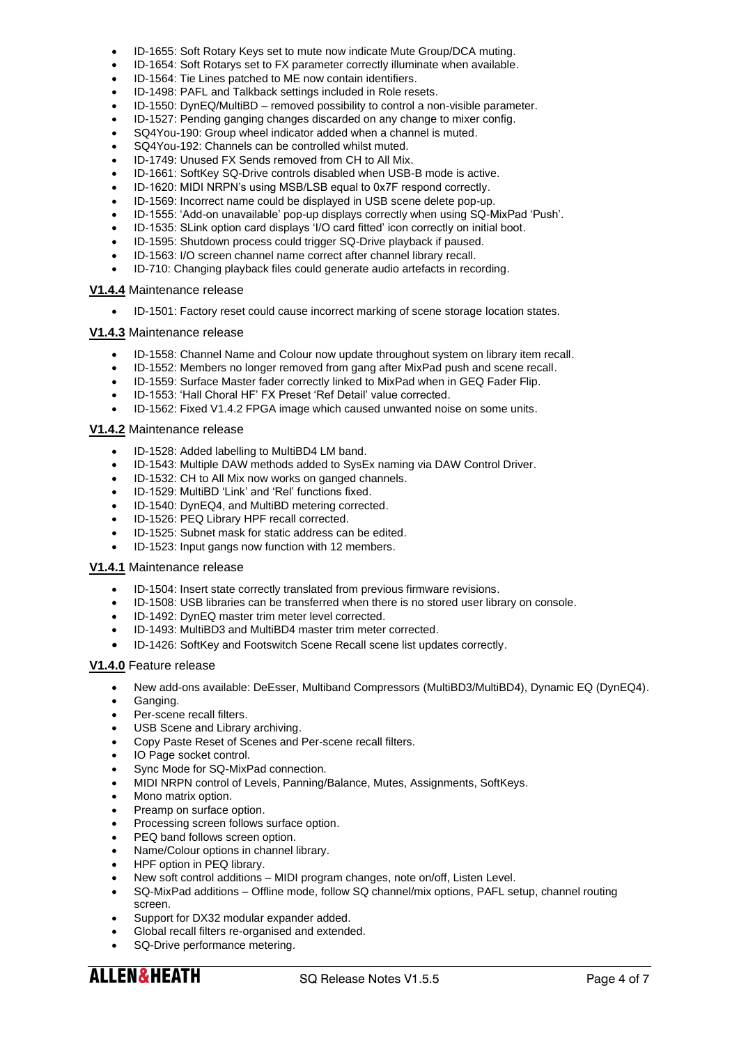- ID-1655: Soft Rotary Keys set to mute now indicate Mute Group/DCA muting.
- ID-1654: Soft Rotarys set to FX parameter correctly illuminate when available.
- ID-1564: Tie Lines patched to ME now contain identifiers.
- ID-1498: PAFL and Talkback settings included in Role resets.
- ID-1550: DynEQ/MultiBD – removed possibility to control a non-visible parameter.
- ID-1527: Pending ganging changes discarded on any change to mixer config.
- SQ4You-190: Group wheel indicator added when a channel is muted.
- SQ4You-192: Channels can be controlled whilst muted.
- ID-1749: Unused FX Sends removed from CH to All Mix.
- ID-1661: SoftKey SQ-Drive controls disabled when USB-B mode is active.
- ID-1620: MIDI NRPN's using MSB/LSB equal to 0x7F respond correctly.
- ID-1569: Incorrect name could be displayed in USB scene delete pop-up.
- ID-1555: 'Add-on unavailable' pop-up displays correctly when using SQ-MixPad 'Push'.
- ID-1535: SLink option card displays 'I/O card fitted' icon correctly on initial boot.
- ID-1595: Shutdown process could trigger SQ-Drive playback if paused.
- ID-1563: I/O screen channel name correct after channel library recall.
- ID-710: Changing playback files could generate audio artefacts in recording.

**V1.4.4** Maintenance release

- ID-1501: Factory reset could cause incorrect marking of scene storage location states.

**V1.4.3** Maintenance release

- ID-1558: Channel Name and Colour now update throughout system on library item recall.
- ID-1552: Members no longer removed from gang after MixPad push and scene recall.
- ID-1559: Surface Master fader correctly linked to MixPad when in GEQ Fader Flip.
- ID-1553: 'Hall Choral HF' FX Preset 'Ref Detail' value corrected.
- ID-1562: Fixed V1.4.2 FPGA image which caused unwanted noise on some units.

**V1.4.2** Maintenance release

- ID-1528: Added labelling to MultiBD4 LM band.
- ID-1543: Multiple DAW methods added to SysEx naming via DAW Control Driver.
- ID-1532: CH to All Mix now works on ganged channels.
- ID-1529: MultiBD 'Link' and 'Rel' functions fixed.
- ID-1540: DynEQ4, and MultiBD metering corrected.
- ID-1526: PEQ Library HPF recall corrected.
- ID-1525: Subnet mask for static address can be edited.
- ID-1523: Input gangs now function with 12 members.

**V1.4.1** Maintenance release

- ID-1504: Insert state correctly translated from previous firmware revisions.
- ID-1508: USB libraries can be transferred when there is no stored user library on console.
- ID-1492: DynEQ master trim meter level corrected.
- ID-1493: MultiBD3 and MultiBD4 master trim meter corrected.
- ID-1426: SoftKey and Footswitch Scene Recall scene list updates correctly.

**V1.4.0** Feature release

- New add-ons available: DeEsser, Multiband Compressors (MultiBD3/MultiBD4), Dynamic EQ (DynEQ4).
- Ganging.
- Per-scene recall filters.
- USB Scene and Library archiving.
- Copy Paste Reset of Scenes and Per-scene recall filters.
- IO Page socket control.
- Sync Mode for SQ-MixPad connection.
- MIDI NRPN control of Levels, Panning/Balance, Mutes, Assignments, SoftKeys.
- Mono matrix option.
- Preamp on surface option.
- Processing screen follows surface option.
- PEQ band follows screen option.
- Name/Colour options in channel library.
- HPF option in PEQ library.
- New soft control additions – MIDI program changes, note on/off, Listen Level.
- SQ-MixPad additions – Offline mode, follow SQ channel/mix options, PAFL setup, channel routing screen.
- Support for DX32 modular expander added.
- Global recall filters re-organised and extended.
- SQ-Drive performance metering.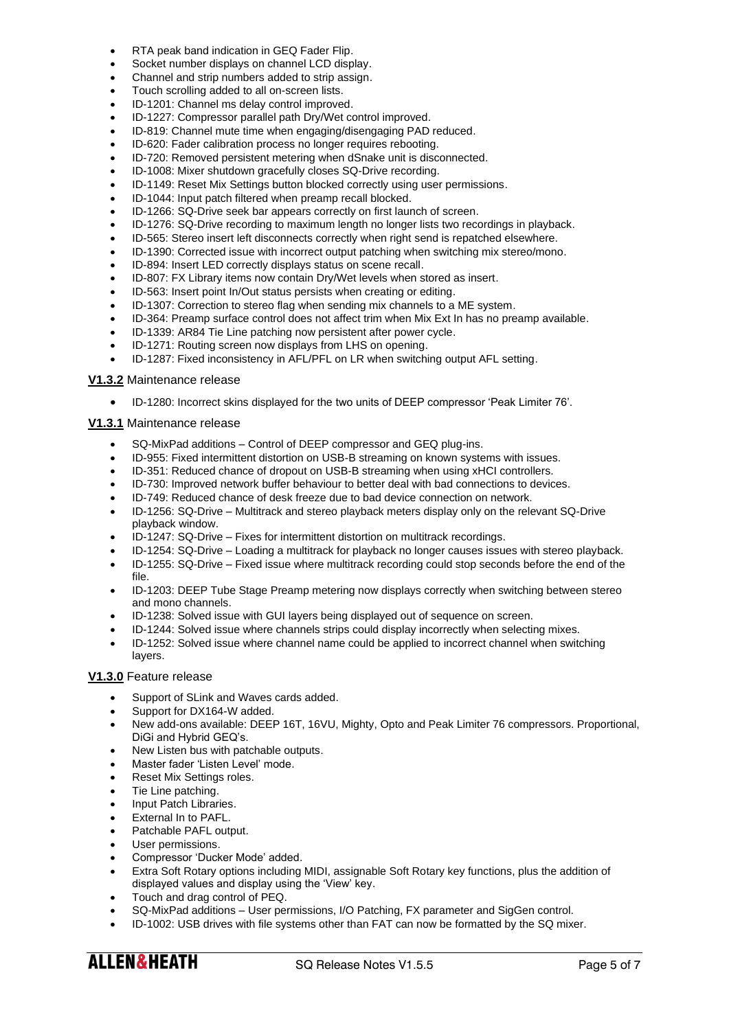- RTA peak band indication in GEQ Fader Flip.
- Socket number displays on channel LCD display.
- Channel and strip numbers added to strip assign.
- Touch scrolling added to all on-screen lists.
- ID-1201: Channel ms delay control improved.
- ID-1227: Compressor parallel path Dry/Wet control improved.
- ID-819: Channel mute time when engaging/disengaging PAD reduced.
- ID-620: Fader calibration process no longer requires rebooting.
- ID-720: Removed persistent metering when dSnake unit is disconnected.
- ID-1008: Mixer shutdown gracefully closes SQ-Drive recording.
- ID-1149: Reset Mix Settings button blocked correctly using user permissions.
- ID-1044: Input patch filtered when preamp recall blocked.
- ID-1266: SQ-Drive seek bar appears correctly on first launch of screen.
- ID-1276: SQ-Drive recording to maximum length no longer lists two recordings in playback.
- ID-565: Stereo insert left disconnects correctly when right send is repatched elsewhere.
- ID-1390: Corrected issue with incorrect output patching when switching mix stereo/mono.
- ID-894: Insert LED correctly displays status on scene recall.
- ID-807: FX Library items now contain Dry/Wet levels when stored as insert.
- ID-563: Insert point In/Out status persists when creating or editing.
- ID-1307: Correction to stereo flag when sending mix channels to a ME system.
- ID-364: Preamp surface control does not affect trim when Mix Ext In has no preamp available.
- ID-1339: AR84 Tie Line patching now persistent after power cycle.
- ID-1271: Routing screen now displays from LHS on opening.
- ID-1287: Fixed inconsistency in AFL/PFL on LR when switching output AFL setting.

**V1.3.2** Maintenance release

- ID-1280: Incorrect skins displayed for the two units of DEEP compressor 'Peak Limiter 76'.

**V1.3.1** Maintenance release

- SQ-MixPad additions – Control of DEEP compressor and GEQ plug-ins.
- ID-955: Fixed intermittent distortion on USB-B streaming on known systems with issues.
- ID-351: Reduced chance of dropout on USB-B streaming when using xHCI controllers.
- ID-730: Improved network buffer behaviour to better deal with bad connections to devices.
- ID-749: Reduced chance of desk freeze due to bad device connection on network.
- ID-1256: SQ-Drive – Multitrack and stereo playback meters display only on the relevant SQ-Drive playback window.
- ID-1247: SQ-Drive – Fixes for intermittent distortion on multitrack recordings.
- ID-1254: SQ-Drive – Loading a multitrack for playback no longer causes issues with stereo playback.
- ID-1255: SQ-Drive – Fixed issue where multitrack recording could stop seconds before the end of the file.
- ID-1203: DEEP Tube Stage Preamp metering now displays correctly when switching between stereo and mono channels.
- ID-1238: Solved issue with GUI layers being displayed out of sequence on screen.
- ID-1244: Solved issue where channels strips could display incorrectly when selecting mixes.
- ID-1252: Solved issue where channel name could be applied to incorrect channel when switching layers.

**V1.3.0** Feature release

- Support of SLink and Waves cards added.
- Support for DX164-W added.
- New add-ons available: DEEP 16T, 16VU, Mighty, Opto and Peak Limiter 76 compressors. Proportional, DiGi and Hybrid GEQ's.
- New Listen bus with patchable outputs.
- Master fader 'Listen Level' mode.
- Reset Mix Settings roles.
- Tie Line patching.
- Input Patch Libraries.
- External In to PAFL.
- Patchable PAFL output.
- User permissions.
- Compressor 'Ducker Mode' added.
- Extra Soft Rotary options including MIDI, assignable Soft Rotary key functions, plus the addition of displayed values and display using the 'View' key.
- Touch and drag control of PEQ.
- SQ-MixPad additions – User permissions, I/O Patching, FX parameter and SigGen control.
- ID-1002: USB drives with file systems other than FAT can now be formatted by the SQ mixer.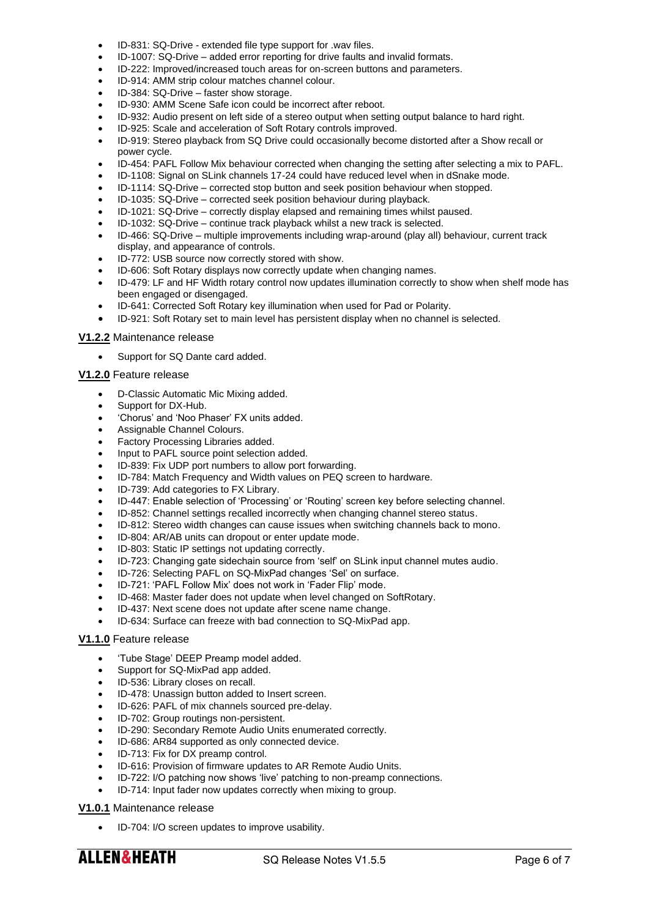- ID-831: SQ-Drive - extended file type support for .wav files.
- ID-1007: SQ-Drive – added error reporting for drive faults and invalid formats.
- ID-222: Improved/increased touch areas for on-screen buttons and parameters.
- ID-914: AMM strip colour matches channel colour.
- ID-384: SQ-Drive – faster show storage.
- ID-930: AMM Scene Safe icon could be incorrect after reboot.
- ID-932: Audio present on left side of a stereo output when setting output balance to hard right.
- ID-925: Scale and acceleration of Soft Rotary controls improved.
- ID-919: Stereo playback from SQ Drive could occasionally become distorted after a Show recall or power cycle.
- ID-454: PAFL Follow Mix behaviour corrected when changing the setting after selecting a mix to PAFL.
- ID-1108: Signal on SLink channels 17-24 could have reduced level when in dSnake mode.
- ID-1114: SQ-Drive – corrected stop button and seek position behaviour when stopped.
- ID-1035: SQ-Drive – corrected seek position behaviour during playback.
- ID-1021: SQ-Drive – correctly display elapsed and remaining times whilst paused.
- ID-1032: SQ-Drive – continue track playback whilst a new track is selected.
- ID-466: SQ-Drive – multiple improvements including wrap-around (play all) behaviour, current track display, and appearance of controls.
- ID-772: USB source now correctly stored with show.
- ID-606: Soft Rotary displays now correctly update when changing names.
- ID-479: LF and HF Width rotary control now updates illumination correctly to show when shelf mode has been engaged or disengaged.
- ID-641: Corrected Soft Rotary key illumination when used for Pad or Polarity.
- ID-921: Soft Rotary set to main level has persistent display when no channel is selected.

**V1.2.2** Maintenance release

- Support for SQ Dante card added.

**V1.2.0** Feature release

- D-Classic Automatic Mic Mixing added.
- Support for DX-Hub.
- 'Chorus' and 'Noo Phaser' FX units added.
- Assignable Channel Colours.
- Factory Processing Libraries added.
- Input to PAFL source point selection added.
- ID-839: Fix UDP port numbers to allow port forwarding.
- ID-784: Match Frequency and Width values on PEQ screen to hardware.
- ID-739: Add categories to FX Library.
- ID-447: Enable selection of 'Processing' or 'Routing' screen key before selecting channel.
- ID-852: Channel settings recalled incorrectly when changing channel stereo status.
- ID-812: Stereo width changes can cause issues when switching channels back to mono.
- ID-804: AR/AB units can dropout or enter update mode.
- ID-803: Static IP settings not updating correctly.
- ID-723: Changing gate sidechain source from 'self' on SLink input channel mutes audio.
- ID-726: Selecting PAFL on SQ-MixPad changes 'Sel' on surface.
- ID-721: 'PAFL Follow Mix' does not work in 'Fader Flip' mode.
- ID-468: Master fader does not update when level changed on SoftRotary.
- ID-437: Next scene does not update after scene name change.
- ID-634: Surface can freeze with bad connection to SQ-MixPad app.

**V1.1.0** Feature release

- 'Tube Stage' DEEP Preamp model added.
- Support for SQ-MixPad app added.
- ID-536: Library closes on recall.
- ID-478: Unassign button added to Insert screen.
- ID-626: PAFL of mix channels sourced pre-delay.
- ID-702: Group routings non-persistent.
- ID-290: Secondary Remote Audio Units enumerated correctly.
- ID-686: AR84 supported as only connected device.
- ID-713: Fix for DX preamp control.
- ID-616: Provision of firmware updates to AR Remote Audio Units.
- ID-722: I/O patching now shows 'live' patching to non-preamp connections.
- ID-714: Input fader now updates correctly when mixing to group.

**V1.0.1** Maintenance release

- ID-704: I/O screen updates to improve usability.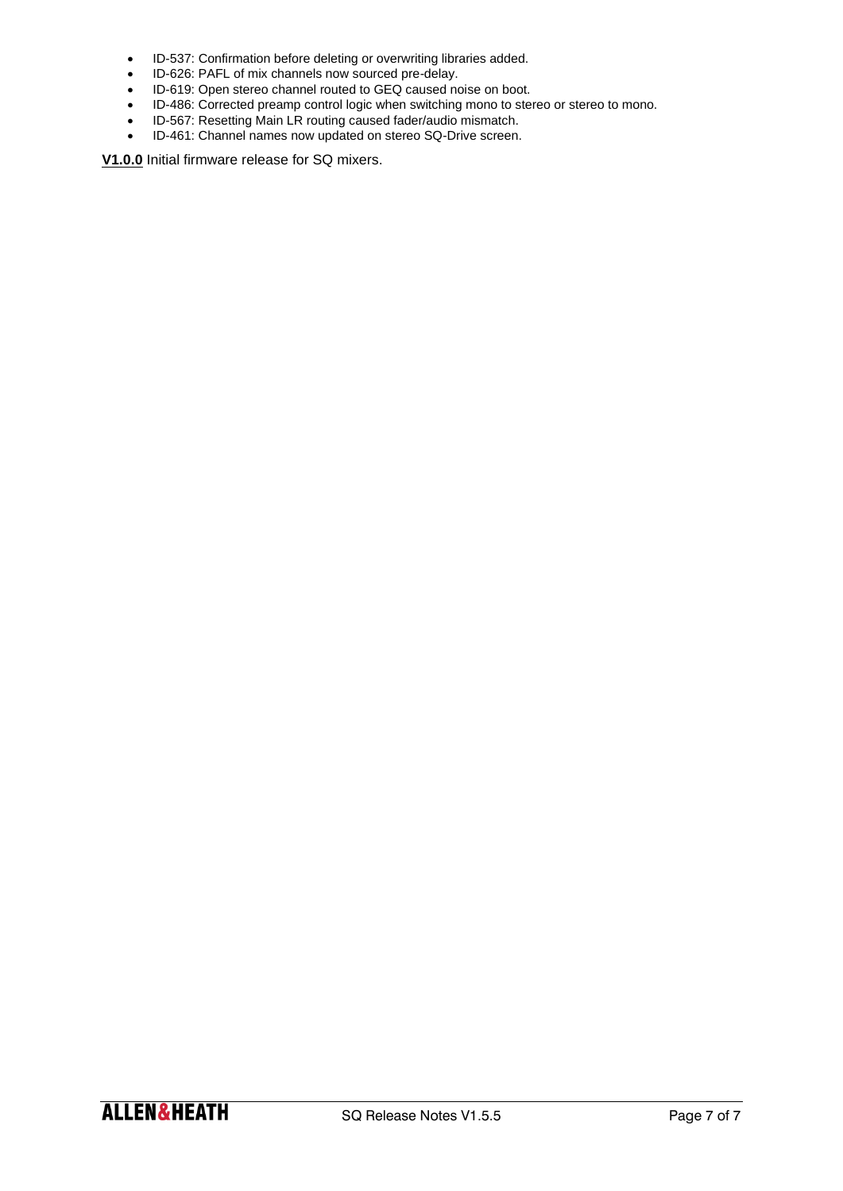- ID-537: Confirmation before deleting or overwriting libraries added.
- ID-626: PAFL of mix channels now sourced pre-delay.
- ID-619: Open stereo channel routed to GEQ caused noise on boot.
- ID-486: Corrected preamp control logic when switching mono to stereo or stereo to mono.
- ID-567: Resetting Main LR routing caused fader/audio mismatch.
- ID-461: Channel names now updated on stereo SQ-Drive screen.

**V1.0.0** Initial firmware release for SQ mixers.